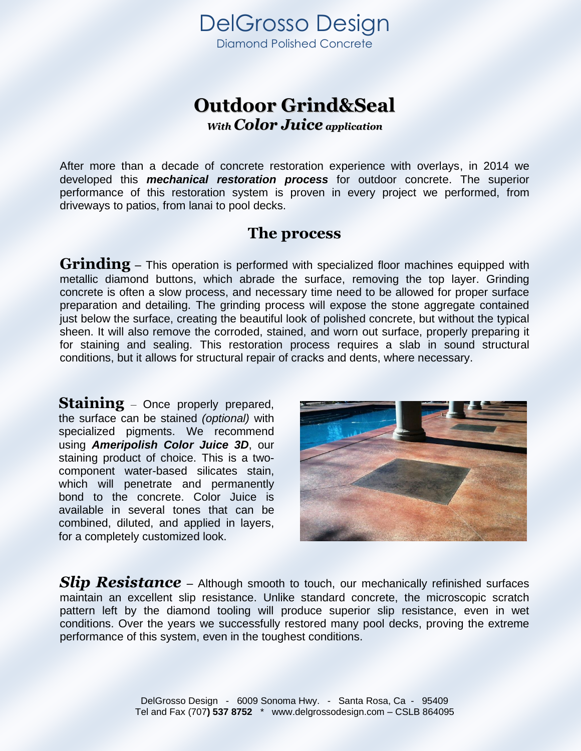# DelGrosso Design

Diamond Polished Concrete

## Outdoor Grind&Seal

***With Color Juice application***

After more than a decade of concrete restoration experience with overlays, in 2014 we developed this ***mechanical restoration process*** for outdoor concrete. The superior performance of this restoration system is proven in every project we performed, from driveways to patios, from lanai to pool decks.

## The process

**Grinding** – This operation is performed with specialized floor machines equipped with metallic diamond buttons, which abrade the surface, removing the top layer. Grinding concrete is often a slow process, and necessary time need to be allowed for proper surface preparation and detailing. The grinding process will expose the stone aggregate contained just below the surface, creating the beautiful look of polished concrete, but without the typical sheen. It will also remove the corroded, stained, and worn out surface, properly preparing it for staining and sealing. This restoration process requires a slab in sound structural conditions, but it allows for structural repair of cracks and dents, where necessary.

**Staining** – Once properly prepared, the surface can be stained *(optional)* with specialized pigments. We recommend using ***Ameripolish Color Juice 3D***, our staining product of choice. This is a two-component water-based silicates stain, which will penetrate and permanently bond to the concrete. Color Juice is available in several tones that can be combined, diluted, and applied in layers, for a completely customized look.

***Slip Resistance*** – Although smooth to touch, our mechanically refinished surfaces maintain an excellent slip resistance. Unlike standard concrete, the microscopic scratch pattern left by the diamond tooling will produce superior slip resistance, even in wet conditions. Over the years we successfully restored many pool decks, proving the extreme performance of this system, even in the toughest conditions.

DelGrosso Design - 6009 Sonoma Hwy. - Santa Rosa, Ca - 95409
Tel and Fax (707**) 537 8752** * www.delgrossodesign.com – CSLB 864095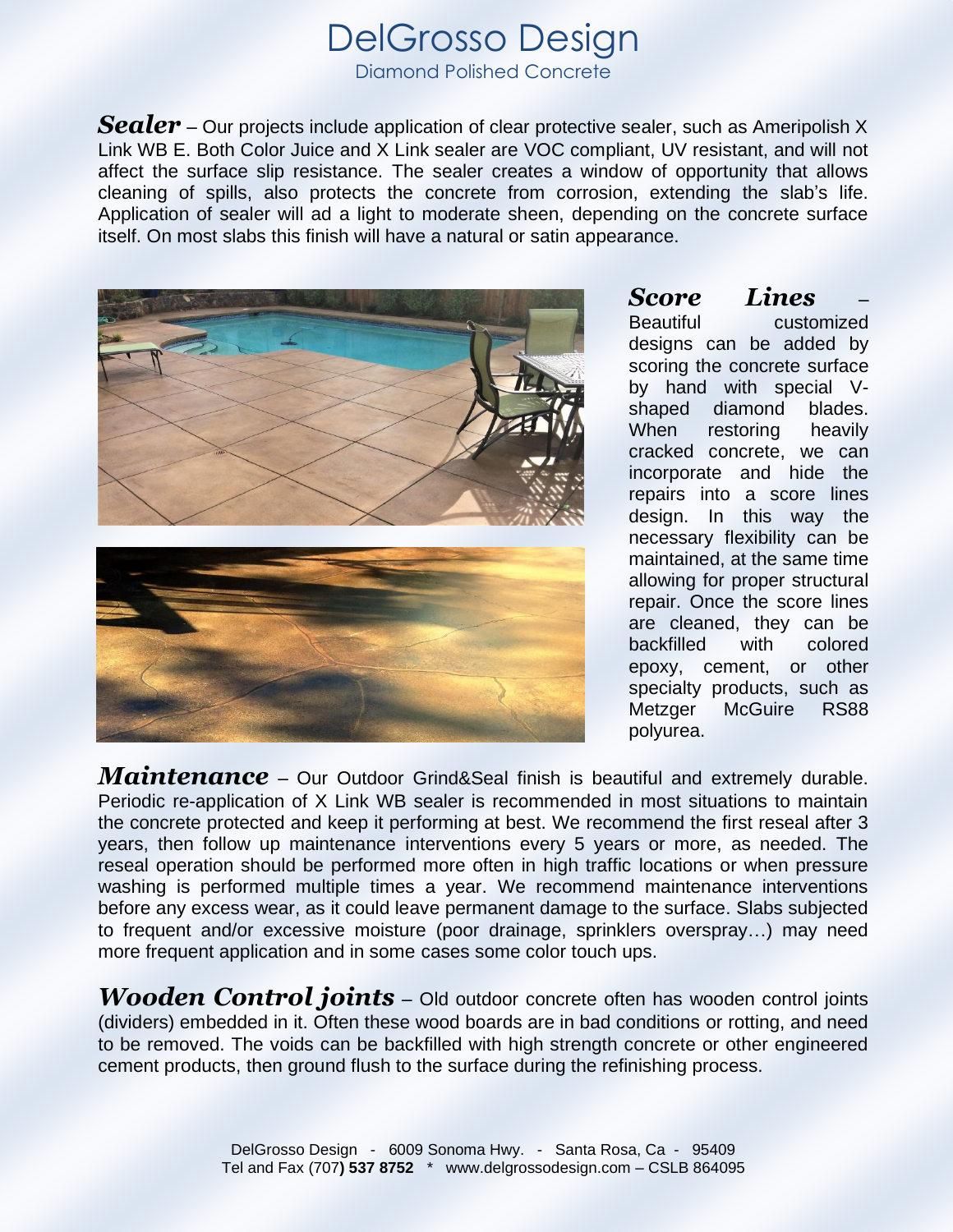# DelGrosso Design

Diamond Polished Concrete

***Sealer*** – Our projects include application of clear protective sealer, such as Ameripolish X Link WB E. Both Color Juice and X Link sealer are VOC compliant, UV resistant, and will not affect the surface slip resistance. The sealer creates a window of opportunity that allows cleaning of spills, also protects the concrete from corrosion, extending the slab's life. Application of sealer will ad a light to moderate sheen, depending on the concrete surface itself. On most slabs this finish will have a natural or satin appearance.

***Score Lines*** – Beautiful customized designs can be added by scoring the concrete surface by hand with special V-shaped diamond blades. When restoring heavily cracked concrete, we can incorporate and hide the repairs into a score lines design. In this way the necessary flexibility can be maintained, at the same time allowing for proper structural repair. Once the score lines are cleaned, they can be backfilled with colored epoxy, cement, or other specialty products, such as Metzger McGuire RS88 polyurea.

***Maintenance*** – Our Outdoor Grind&Seal finish is beautiful and extremely durable. Periodic re-application of X Link WB sealer is recommended in most situations to maintain the concrete protected and keep it performing at best. We recommend the first reseal after 3 years, then follow up maintenance interventions every 5 years or more, as needed. The reseal operation should be performed more often in high traffic locations or when pressure washing is performed multiple times a year. We recommend maintenance interventions before any excess wear, as it could leave permanent damage to the surface. Slabs subjected to frequent and/or excessive moisture (poor drainage, sprinklers overspray…) may need more frequent application and in some cases some color touch ups.

***Wooden Control joints*** – Old outdoor concrete often has wooden control joints (dividers) embedded in it. Often these wood boards are in bad conditions or rotting, and need to be removed. The voids can be backfilled with high strength concrete or other engineered cement products, then ground flush to the surface during the refinishing process.

DelGrosso Design - 6009 Sonoma Hwy. - Santa Rosa, Ca - 95409
Tel and Fax (707**) 537 8752** * www.delgrossodesign.com – CSLB 864095